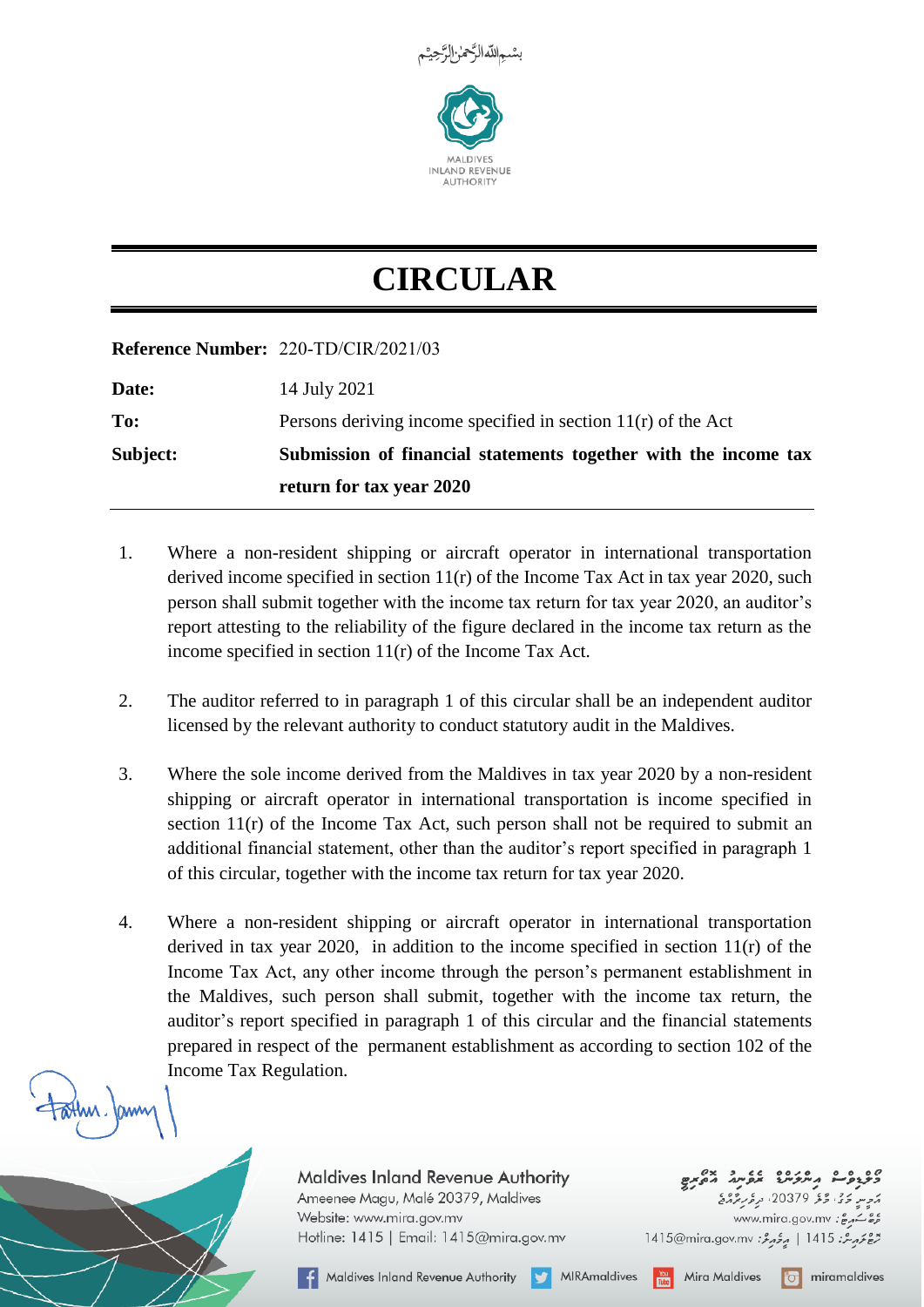بِسْمِ اللهِ الرَّحْمٰنِ الرَّحِيْم

MALDIVES
INLAND REVENUE
AUTHORITY

# CIRCULAR

**Reference Number:** 220-TD/CIR/2021/03

**Date:** 14 July 2021

**To:** Persons deriving income specified in section 11(r) of the Act

**Subject:** **Submission of financial statements together with the income tax return for tax year 2020**

1. Where a non-resident shipping or aircraft operator in international transportation derived income specified in section 11(r) of the Income Tax Act in tax year 2020, such person shall submit together with the income tax return for tax year 2020, an auditor's report attesting to the reliability of the figure declared in the income tax return as the income specified in section 11(r) of the Income Tax Act.

2. The auditor referred to in paragraph 1 of this circular shall be an independent auditor licensed by the relevant authority to conduct statutory audit in the Maldives.

3. Where the sole income derived from the Maldives in tax year 2020 by a non-resident shipping or aircraft operator in international transportation is income specified in section 11(r) of the Income Tax Act, such person shall not be required to submit an additional financial statement, other than the auditor's report specified in paragraph 1 of this circular, together with the income tax return for tax year 2020.

4. Where a non-resident shipping or aircraft operator in international transportation derived in tax year 2020, in addition to the income specified in section 11(r) of the Income Tax Act, any other income through the person's permanent establishment in the Maldives, such person shall submit, together with the income tax return, the auditor's report specified in paragraph 1 of this circular and the financial statements prepared in respect of the permanent establishment as according to section 102 of the Income Tax Regulation.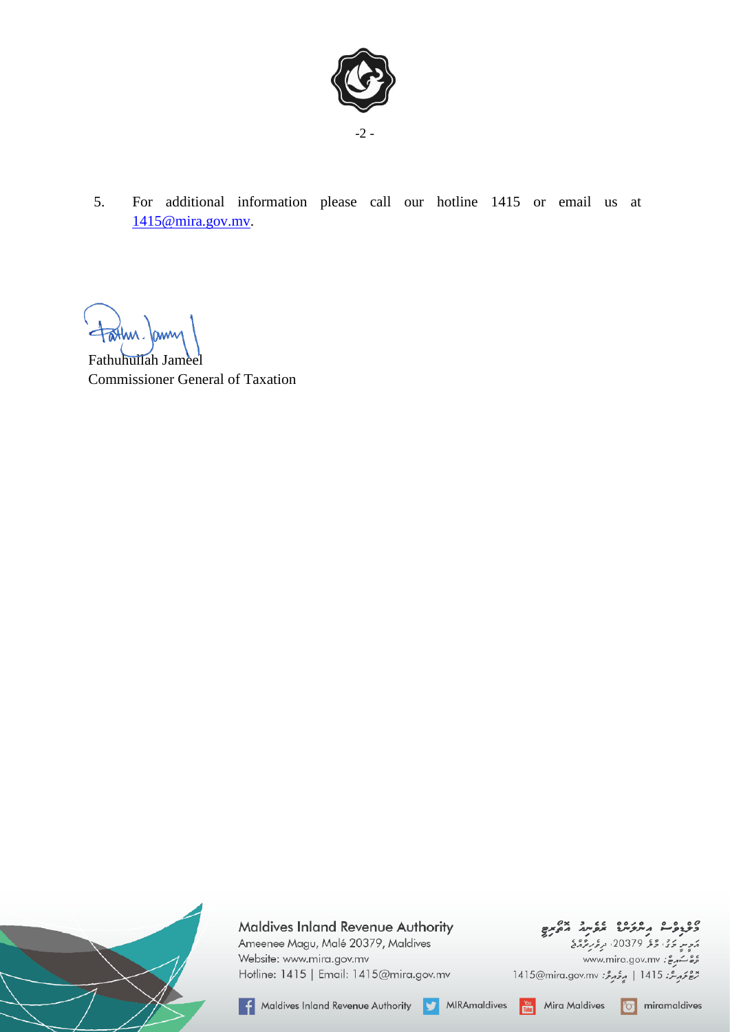5. For additional information please call our hotline 1415 or email us at 1415@mira.gov.mv.

Fathuhullah Jameel
Commissioner General of Taxation